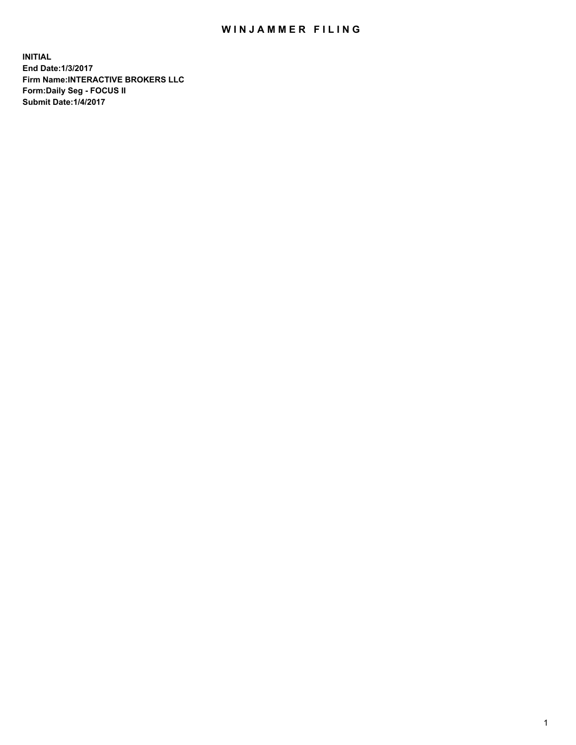# WINJAMMER FILING

**INITIAL**
**End Date:1/3/2017**
**Firm Name:INTERACTIVE BROKERS LLC**
**Form:Daily Seg - FOCUS II**
**Submit Date:1/4/2017**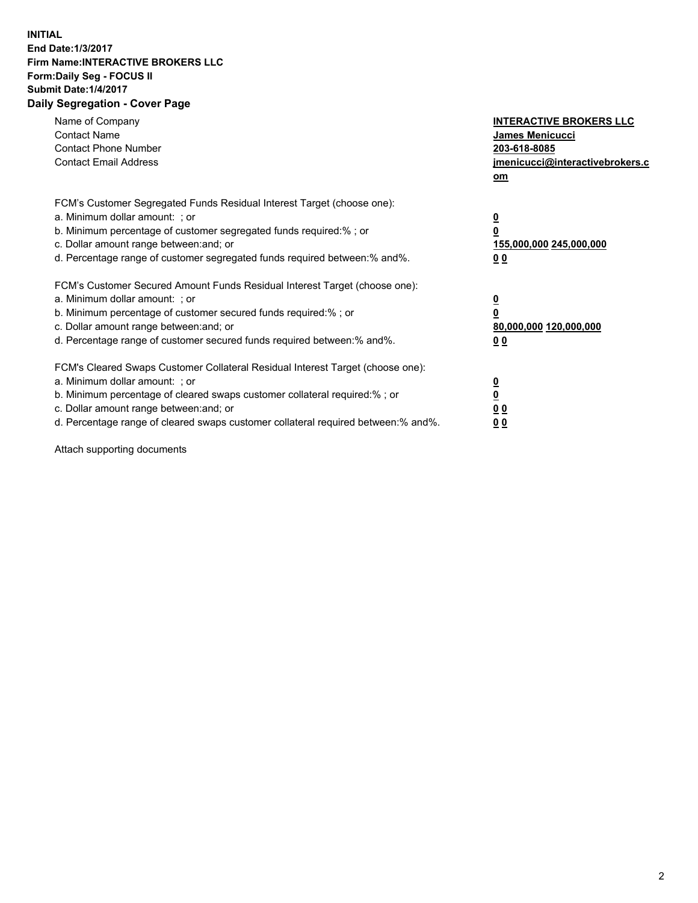**INITIAL**
**End Date:1/3/2017**
**Firm Name:INTERACTIVE BROKERS LLC**
**Form:Daily Seg - FOCUS II**
**Submit Date:1/4/2017**
**Daily Segregation - Cover Page**

| | |
|---|---|
| Name of Company | **INTERACTIVE BROKERS LLC** |
| Contact Name | **James Menicucci** |
| Contact Phone Number | **203-618-8085** |
| Contact Email Address | **jmenicucci@interactivebrokers.com** |

| | |
|---|---|
| FCM's Customer Segregated Funds Residual Interest Target (choose one): | |
| a. Minimum dollar amount: ; or | **0** |
| b. Minimum percentage of customer segregated funds required:% ; or | **0** |
| c. Dollar amount range between:and; or | **155,000,000 245,000,000** |
| d. Percentage range of customer segregated funds required between:% and%. | **0 0** |
| FCM's Customer Secured Amount Funds Residual Interest Target (choose one): | |
| a. Minimum dollar amount: ; or | **0** |
| b. Minimum percentage of customer secured funds required:% ; or | **0** |
| c. Dollar amount range between:and; or | **80,000,000 120,000,000** |
| d. Percentage range of customer secured funds required between:% and%. | **0 0** |
| FCM's Cleared Swaps Customer Collateral Residual Interest Target (choose one): | |
| a. Minimum dollar amount: ; or | **0** |
| b. Minimum percentage of cleared swaps customer collateral required:% ; or | **0** |
| c. Dollar amount range between:and; or | **0 0** |
| d. Percentage range of cleared swaps customer collateral required between:% and%. | **0 0** |

Attach supporting documents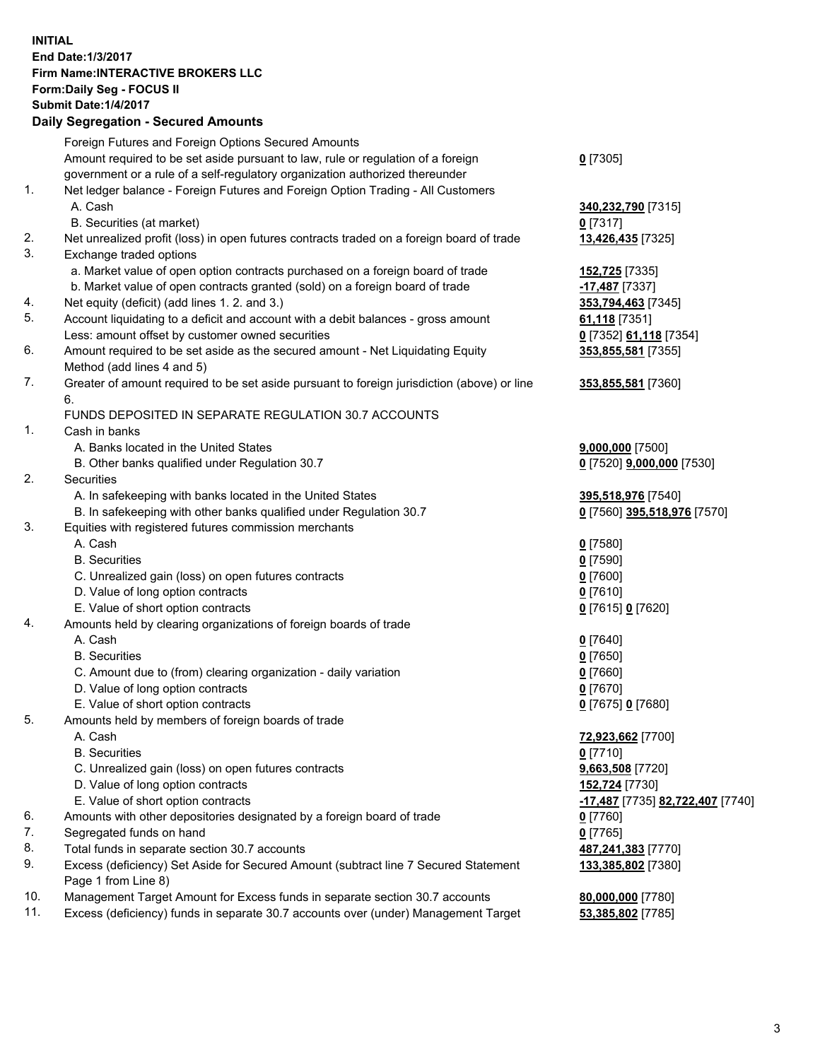**INITIAL**
**End Date:1/3/2017**
**Firm Name:INTERACTIVE BROKERS LLC**
**Form:Daily Seg - FOCUS II**
**Submit Date:1/4/2017**

## Daily Segregation - Secured Amounts

| | | |
|---|---|---|
| | Foreign Futures and Foreign Options Secured Amounts | |
| | Amount required to be set aside pursuant to law, rule or regulation of a foreign government or a rule of a self-regulatory organization authorized thereunder | 0 [7305] |
| 1. | Net ledger balance - Foreign Futures and Foreign Option Trading - All Customers | |
| | A. Cash | 340,232,790 [7315] |
| | B. Securities (at market) | 0 [7317] |
| 2. | Net unrealized profit (loss) in open futures contracts traded on a foreign board of trade | 13,426,435 [7325] |
| 3. | Exchange traded options | |
| | a. Market value of open option contracts purchased on a foreign board of trade | 152,725 [7335] |
| | b. Market value of open contracts granted (sold) on a foreign board of trade | -17,487 [7337] |
| 4. | Net equity (deficit) (add lines 1. 2. and 3.) | 353,794,463 [7345] |
| 5. | Account liquidating to a deficit and account with a debit balances - gross amount | 61,118 [7351] |
| | Less: amount offset by customer owned securities | 0 [7352] 61,118 [7354] |
| 6. | Amount required to be set aside as the secured amount - Net Liquidating Equity Method (add lines 4 and 5) | 353,855,581 [7355] |
| 7. | Greater of amount required to be set aside pursuant to foreign jurisdiction (above) or line 6. | 353,855,581 [7360] |
| | FUNDS DEPOSITED IN SEPARATE REGULATION 30.7 ACCOUNTS | |
| 1. | Cash in banks | |
| | A. Banks located in the United States | 9,000,000 [7500] |
| | B. Other banks qualified under Regulation 30.7 | 0 [7520] 9,000,000 [7530] |
| 2. | Securities | |
| | A. In safekeeping with banks located in the United States | 395,518,976 [7540] |
| | B. In safekeeping with other banks qualified under Regulation 30.7 | 0 [7560] 395,518,976 [7570] |
| 3. | Equities with registered futures commission merchants | |
| | A. Cash | 0 [7580] |
| | B. Securities | 0 [7590] |
| | C. Unrealized gain (loss) on open futures contracts | 0 [7600] |
| | D. Value of long option contracts | 0 [7610] |
| | E. Value of short option contracts | 0 [7615] 0 [7620] |
| 4. | Amounts held by clearing organizations of foreign boards of trade | |
| | A. Cash | 0 [7640] |
| | B. Securities | 0 [7650] |
| | C. Amount due to (from) clearing organization - daily variation | 0 [7660] |
| | D. Value of long option contracts | 0 [7670] |
| | E. Value of short option contracts | 0 [7675] 0 [7680] |
| 5. | Amounts held by members of foreign boards of trade | |
| | A. Cash | 72,923,662 [7700] |
| | B. Securities | 0 [7710] |
| | C. Unrealized gain (loss) on open futures contracts | 9,663,508 [7720] |
| | D. Value of long option contracts | 152,724 [7730] |
| | E. Value of short option contracts | -17,487 [7735] 82,722,407 [7740] |
| 6. | Amounts with other depositories designated by a foreign board of trade | 0 [7760] |
| 7. | Segregated funds on hand | 0 [7765] |
| 8. | Total funds in separate section 30.7 accounts | 487,241,383 [7770] |
| 9. | Excess (deficiency) Set Aside for Secured Amount (subtract line 7 Secured Statement Page 1 from Line 8) | 133,385,802 [7380] |
| 10. | Management Target Amount for Excess funds in separate section 30.7 accounts | 80,000,000 [7780] |
| 11. | Excess (deficiency) funds in separate 30.7 accounts over (under) Management Target | 53,385,802 [7785] |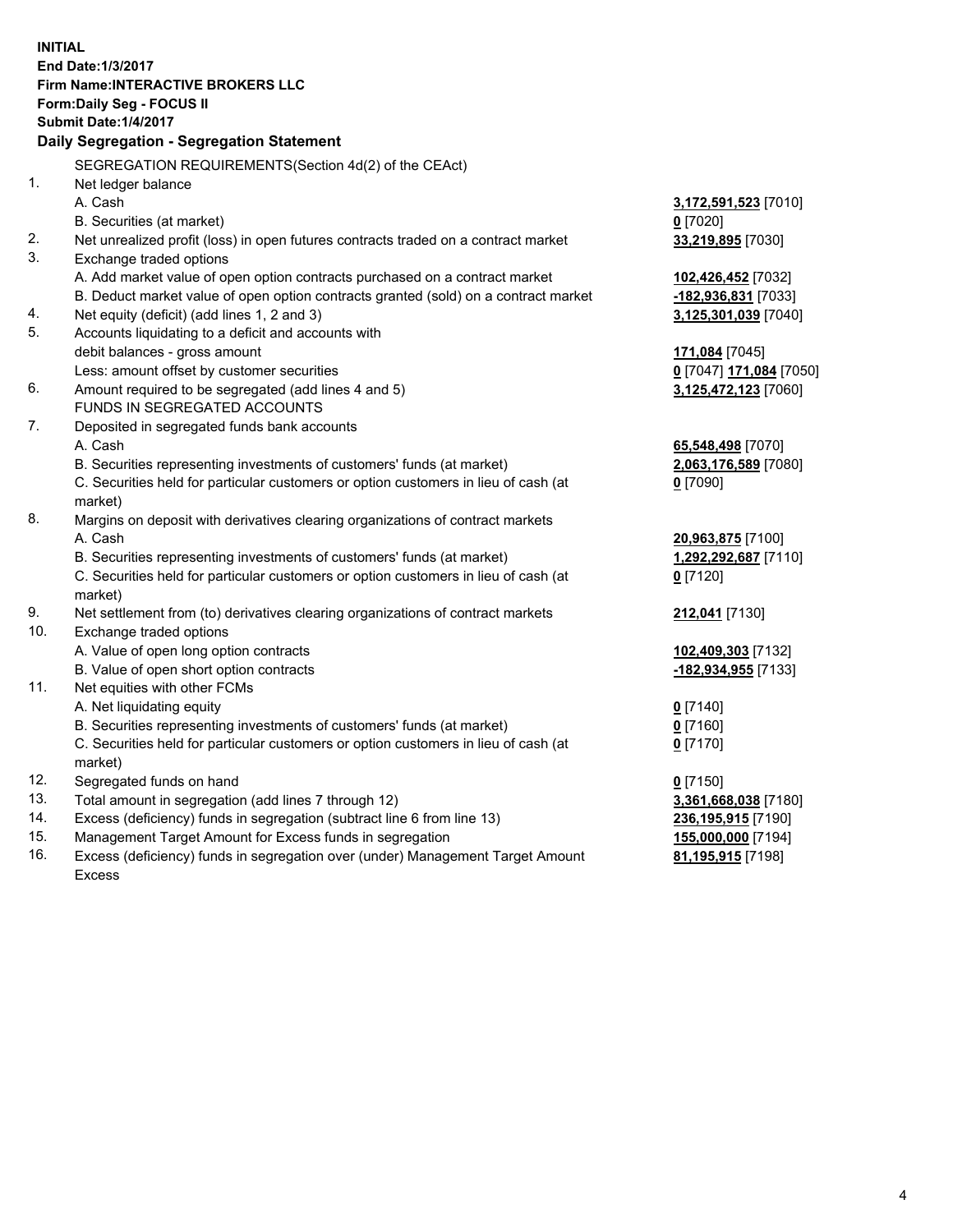**INITIAL**
**End Date:1/3/2017**
**Firm Name:INTERACTIVE BROKERS LLC**
**Form:Daily Seg - FOCUS II**
**Submit Date:1/4/2017**

## Daily Segregation - Segregation Statement

SEGREGATION REQUIREMENTS(Section 4d(2) of the CEAct)

| | | |
|---|---|---|
| 1. | Net ledger balance | |
| | A. Cash | **3,172,591,523** [7010] |
| | B. Securities (at market) | **0** [7020] |
| 2. | Net unrealized profit (loss) in open futures contracts traded on a contract market | **33,219,895** [7030] |
| 3. | Exchange traded options | |
| | A. Add market value of open option contracts purchased on a contract market | **102,426,452** [7032] |
| | B. Deduct market value of open option contracts granted (sold) on a contract market | **-182,936,831** [7033] |
| 4. | Net equity (deficit) (add lines 1, 2 and 3) | **3,125,301,039** [7040] |
| 5. | Accounts liquidating to a deficit and accounts with | |
| | debit balances - gross amount | **171,084** [7045] |
| | Less: amount offset by customer securities | **0** [7047] **171,084** [7050] |
| 6. | Amount required to be segregated (add lines 4 and 5) | **3,125,472,123** [7060] |
| | FUNDS IN SEGREGATED ACCOUNTS | |
| 7. | Deposited in segregated funds bank accounts | |
| | A. Cash | **65,548,498** [7070] |
| | B. Securities representing investments of customers' funds (at market) | **2,063,176,589** [7080] |
| | C. Securities held for particular customers or option customers in lieu of cash (at market) | **0** [7090] |
| 8. | Margins on deposit with derivatives clearing organizations of contract markets | |
| | A. Cash | **20,963,875** [7100] |
| | B. Securities representing investments of customers' funds (at market) | **1,292,292,687** [7110] |
| | C. Securities held for particular customers or option customers in lieu of cash (at market) | **0** [7120] |
| 9. | Net settlement from (to) derivatives clearing organizations of contract markets | **212,041** [7130] |
| 10. | Exchange traded options | |
| | A. Value of open long option contracts | **102,409,303** [7132] |
| | B. Value of open short option contracts | **-182,934,955** [7133] |
| 11. | Net equities with other FCMs | |
| | A. Net liquidating equity | **0** [7140] |
| | B. Securities representing investments of customers' funds (at market) | **0** [7160] |
| | C. Securities held for particular customers or option customers in lieu of cash (at market) | **0** [7170] |
| 12. | Segregated funds on hand | **0** [7150] |
| 13. | Total amount in segregation (add lines 7 through 12) | **3,361,668,038** [7180] |
| 14. | Excess (deficiency) funds in segregation (subtract line 6 from line 13) | **236,195,915** [7190] |
| 15. | Management Target Amount for Excess funds in segregation | **155,000,000** [7194] |
| 16. | Excess (deficiency) funds in segregation over (under) Management Target Amount Excess | **81,195,915** [7198] |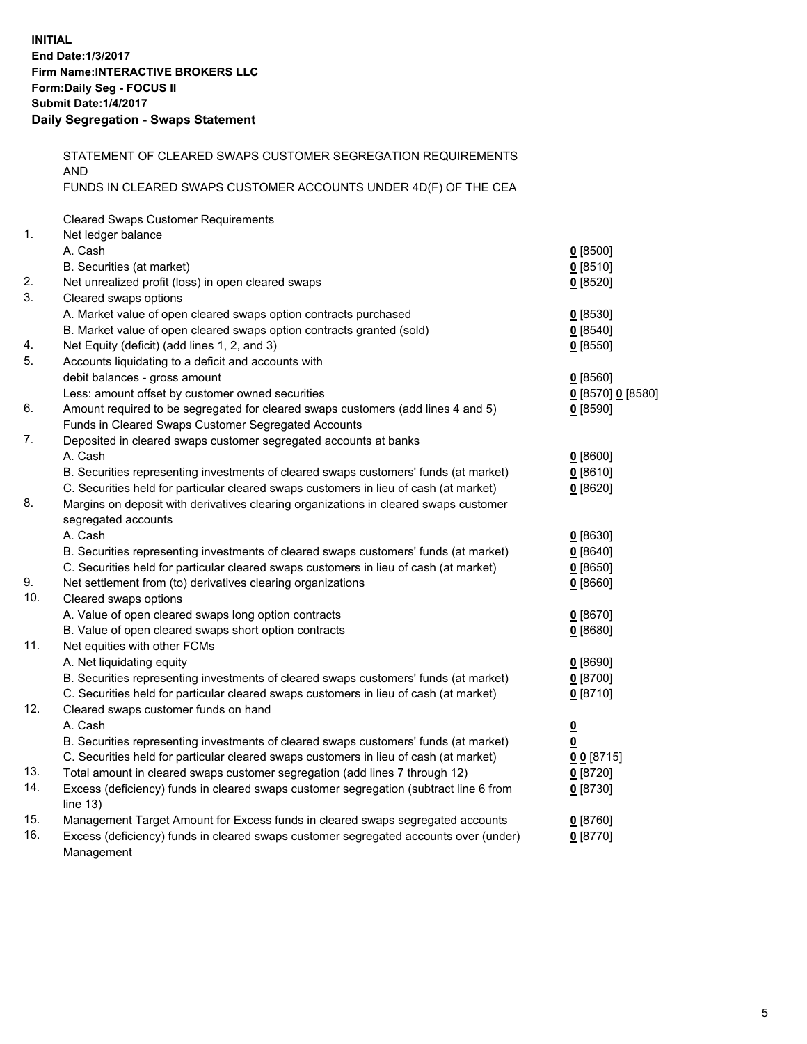**INITIAL**
**End Date:1/3/2017**
**Firm Name:INTERACTIVE BROKERS LLC**
**Form:Daily Seg - FOCUS II**
**Submit Date:1/4/2017**
**Daily Segregation - Swaps Statement**

STATEMENT OF CLEARED SWAPS CUSTOMER SEGREGATION REQUIREMENTS AND FUNDS IN CLEARED SWAPS CUSTOMER ACCOUNTS UNDER 4D(F) OF THE CEA

| | | |
|---|---|---|
| | Cleared Swaps Customer Requirements | |
| 1. | Net ledger balance | |
| | A. Cash | 0 [8500] |
| | B. Securities (at market) | 0 [8510] |
| 2. | Net unrealized profit (loss) in open cleared swaps | 0 [8520] |
| 3. | Cleared swaps options | |
| | A. Market value of open cleared swaps option contracts purchased | 0 [8530] |
| | B. Market value of open cleared swaps option contracts granted (sold) | 0 [8540] |
| 4. | Net Equity (deficit) (add lines 1, 2, and 3) | 0 [8550] |
| 5. | Accounts liquidating to a deficit and accounts with debit balances - gross amount | 0 [8560] |
| | Less: amount offset by customer owned securities | 0 [8570] 0 [8580] |
| 6. | Amount required to be segregated for cleared swaps customers (add lines 4 and 5) | 0 [8590] |
| | Funds in Cleared Swaps Customer Segregated Accounts | |
| 7. | Deposited in cleared swaps customer segregated accounts at banks | |
| | A. Cash | 0 [8600] |
| | B. Securities representing investments of cleared swaps customers' funds (at market) | 0 [8610] |
| | C. Securities held for particular cleared swaps customers in lieu of cash (at market) | 0 [8620] |
| 8. | Margins on deposit with derivatives clearing organizations in cleared swaps customer segregated accounts | |
| | A. Cash | 0 [8630] |
| | B. Securities representing investments of cleared swaps customers' funds (at market) | 0 [8640] |
| | C. Securities held for particular cleared swaps customers in lieu of cash (at market) | 0 [8650] |
| 9. | Net settlement from (to) derivatives clearing organizations | 0 [8660] |
| 10. | Cleared swaps options | |
| | A. Value of open cleared swaps long option contracts | 0 [8670] |
| | B. Value of open cleared swaps short option contracts | 0 [8680] |
| 11. | Net equities with other FCMs | |
| | A. Net liquidating equity | 0 [8690] |
| | B. Securities representing investments of cleared swaps customers' funds (at market) | 0 [8700] |
| | C. Securities held for particular cleared swaps customers in lieu of cash (at market) | 0 [8710] |
| 12. | Cleared swaps customer funds on hand | |
| | A. Cash | 0 |
| | B. Securities representing investments of cleared swaps customers' funds (at market) | 0 |
| | C. Securities held for particular cleared swaps customers in lieu of cash (at market) | 0 0 [8715] |
| 13. | Total amount in cleared swaps customer segregation (add lines 7 through 12) | 0 [8720] |
| 14. | Excess (deficiency) funds in cleared swaps customer segregation (subtract line 6 from line 13) | 0 [8730] |
| 15. | Management Target Amount for Excess funds in cleared swaps segregated accounts | 0 [8760] |
| 16. | Excess (deficiency) funds in cleared swaps customer segregated accounts over (under) Management | 0 [8770] |